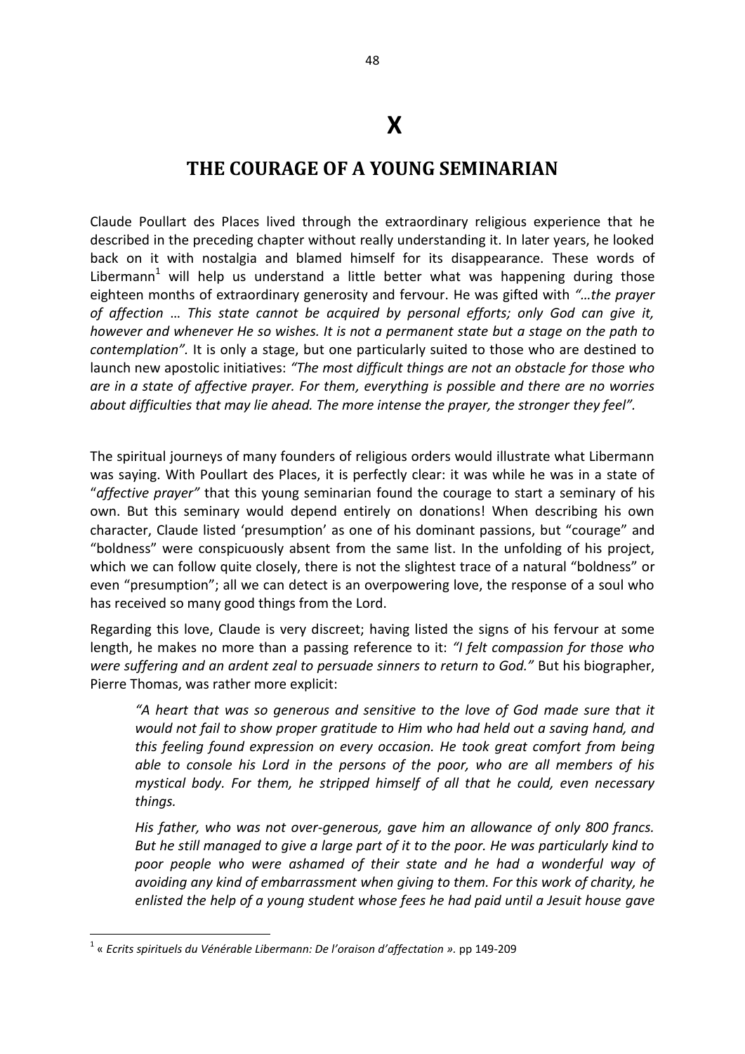# X

## THE COURAGE OF A YOUNG SEMINARIAN

Claude Poullart des Places lived through the extraordinary religious experience that he described in the preceding chapter without really understanding it. In later years, he looked back on it with nostalgia and blamed himself for its disappearance. These words of Libermann[1] will help us understand a little better what was happening during those eighteen months of extraordinary generosity and fervour. He was gifted with *"…the prayer of affection … This state cannot be acquired by personal efforts; only God can give it, however and whenever He so wishes. It is not a permanent state but a stage on the path to contemplation".* It is only a stage, but one particularly suited to those who are destined to launch new apostolic initiatives: *"The most difficult things are not an obstacle for those who are in a state of affective prayer. For them, everything is possible and there are no worries about difficulties that may lie ahead. The more intense the prayer, the stronger they feel".*

The spiritual journeys of many founders of religious orders would illustrate what Libermann was saying. With Poullart des Places, it is perfectly clear: it was while he was in a state of "*affective prayer"* that this young seminarian found the courage to start a seminary of his own. But this seminary would depend entirely on donations! When describing his own character, Claude listed 'presumption' as one of his dominant passions, but "courage" and "boldness" were conspicuously absent from the same list. In the unfolding of his project, which we can follow quite closely, there is not the slightest trace of a natural "boldness" or even "presumption"; all we can detect is an overpowering love, the response of a soul who has received so many good things from the Lord.

Regarding this love, Claude is very discreet; having listed the signs of his fervour at some length, he makes no more than a passing reference to it: *"I felt compassion for those who were suffering and an ardent zeal to persuade sinners to return to God."* But his biographer, Pierre Thomas, was rather more explicit:

> *"A heart that was so generous and sensitive to the love of God made sure that it would not fail to show proper gratitude to Him who had held out a saving hand, and this feeling found expression on every occasion. He took great comfort from being able to console his Lord in the persons of the poor, who are all members of his mystical body. For them, he stripped himself of all that he could, even necessary things.*
>
> *His father, who was not over-generous, gave him an allowance of only 800 francs. But he still managed to give a large part of it to the poor. He was particularly kind to poor people who were ashamed of their state and he had a wonderful way of avoiding any kind of embarrassment when giving to them. For this work of charity, he enlisted the help of a young student whose fees he had paid until a Jesuit house gave*

---

[1] « *Ecrits spirituels du Vénérable Libermann: De l'oraison d'affectation ».* pp 149-209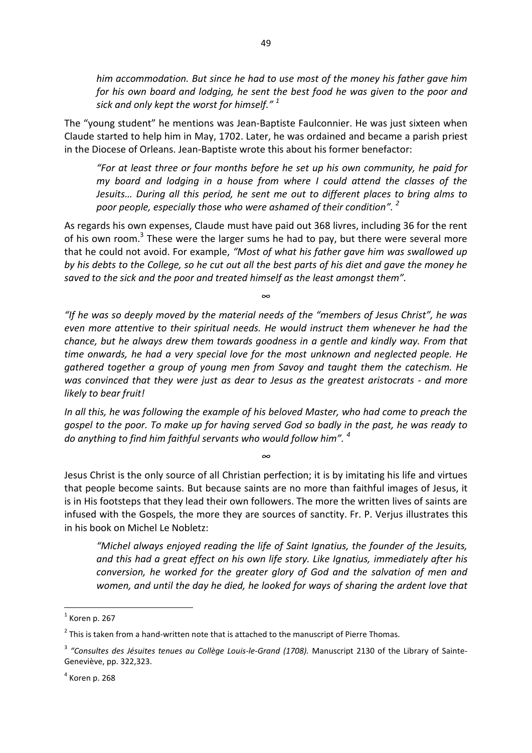> *him accommodation. But since he had to use most of the money his father gave him for his own board and lodging, he sent the best food he was given to the poor and sick and only kept the worst for himself."* [1]

The "young student" he mentions was Jean-Baptiste Faulconnier. He was just sixteen when Claude started to help him in May, 1702. Later, he was ordained and became a parish priest in the Diocese of Orleans. Jean-Baptiste wrote this about his former benefactor:

> *"For at least three or four months before he set up his own community, he paid for my board and lodging in a house from where I could attend the classes of the Jesuits… During all this period, he sent me out to different places to bring alms to poor people, especially those who were ashamed of their condition".* [2]

As regards his own expenses, Claude must have paid out 368 livres, including 36 for the rent of his own room.[3] These were the larger sums he had to pay, but there were several more that he could not avoid. For example, *"Most of what his father gave him was swallowed up by his debts to the College, so he cut out all the best parts of his diet and gave the money he saved to the sick and the poor and treated himself as the least amongst them".*

∞

*"If he was so deeply moved by the material needs of the "members of Jesus Christ", he was even more attentive to their spiritual needs. He would instruct them whenever he had the chance, but he always drew them towards goodness in a gentle and kindly way. From that time onwards, he had a very special love for the most unknown and neglected people. He gathered together a group of young men from Savoy and taught them the catechism. He was convinced that they were just as dear to Jesus as the greatest aristocrats - and more likely to bear fruit!*

*In all this, he was following the example of his beloved Master, who had come to preach the gospel to the poor. To make up for having served God so badly in the past, he was ready to do anything to find him faithful servants who would follow him".* [4]

∞

Jesus Christ is the only source of all Christian perfection; it is by imitating his life and virtues that people become saints. But because saints are no more than faithful images of Jesus, it is in His footsteps that they lead their own followers. The more the written lives of saints are infused with the Gospels, the more they are sources of sanctity. Fr. P. Verjus illustrates this in his book on Michel Le Nobletz:

> *"Michel always enjoyed reading the life of Saint Ignatius, the founder of the Jesuits, and this had a great effect on his own life story. Like Ignatius, immediately after his conversion, he worked for the greater glory of God and the salvation of men and women, and until the day he died, he looked for ways of sharing the ardent love that*

---

[1] Koren p. 267

[2] This is taken from a hand-written note that is attached to the manuscript of Pierre Thomas.

[3] *"Consultes des Jésuites tenues au Collège Louis-le-Grand (1708).* Manuscript 2130 of the Library of Sainte-Geneviève, pp. 322,323.

[4] Koren p. 268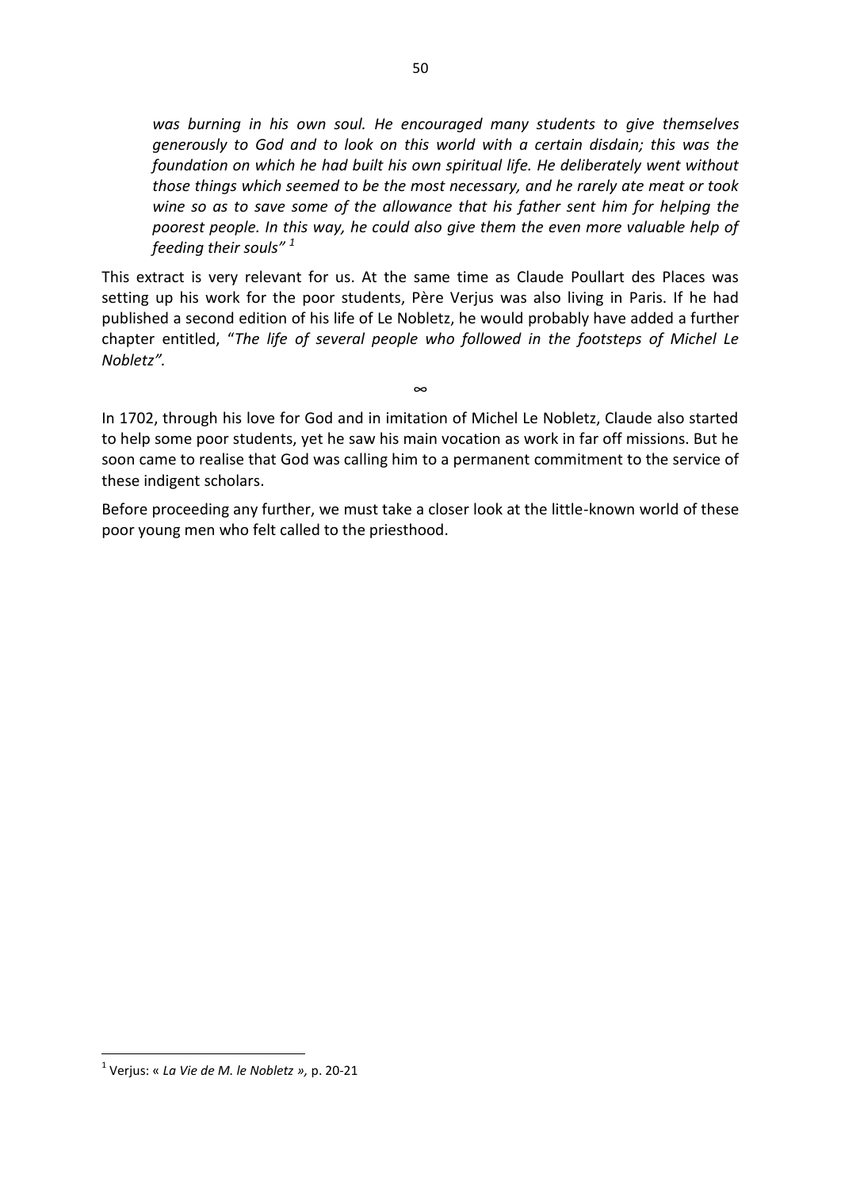*was burning in his own soul. He encouraged many students to give themselves generously to God and to look on this world with a certain disdain; this was the foundation on which he had built his own spiritual life. He deliberately went without those things which seemed to be the most necessary, and he rarely ate meat or took wine so as to save some of the allowance that his father sent him for helping the poorest people. In this way, he could also give them the even more valuable help of feeding their souls"* [1]

This extract is very relevant for us. At the same time as Claude Poullart des Places was setting up his work for the poor students, Père Verjus was also living in Paris. If he had published a second edition of his life of Le Nobletz, he would probably have added a further chapter entitled, "*The life of several people who followed in the footsteps of Michel Le Nobletz".*

∞

In 1702, through his love for God and in imitation of Michel Le Nobletz, Claude also started to help some poor students, yet he saw his main vocation as work in far off missions. But he soon came to realise that God was calling him to a permanent commitment to the service of these indigent scholars.

Before proceeding any further, we must take a closer look at the little-known world of these poor young men who felt called to the priesthood.

---

[1] Verjus: « *La Vie de M. le Nobletz »,* p. 20-21